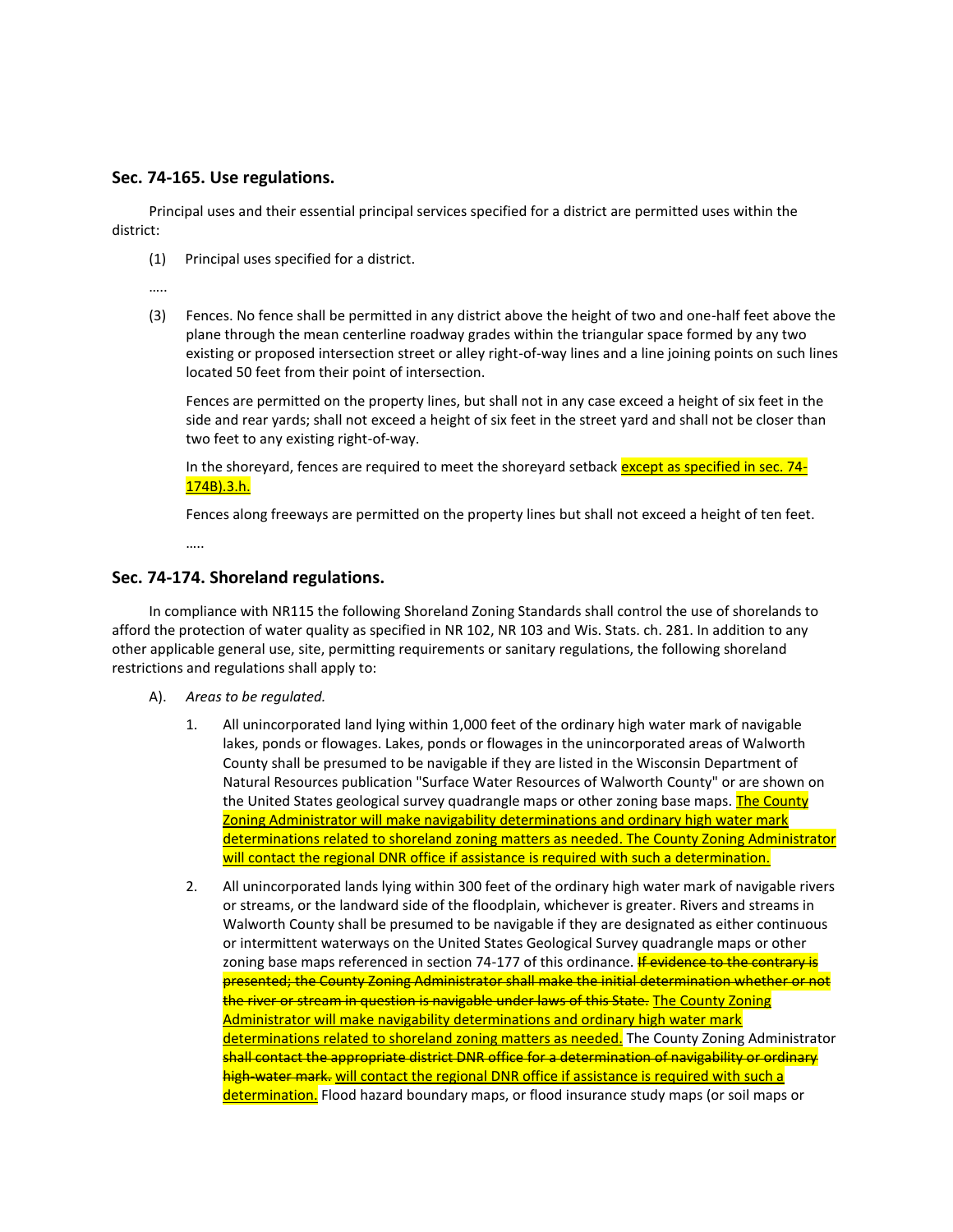## Sec. 74-165. Use regulations.

Principal uses and their essential principal services specified for a district are permitted uses within the district:

(1) Principal uses specified for a district.

…..

(3) Fences. No fence shall be permitted in any district above the height of two and one-half feet above the plane through the mean centerline roadway grades within the triangular space formed by any two existing or proposed intersection street or alley right-of-way lines and a line joining points on such lines located 50 feet from their point of intersection.

Fences are permitted on the property lines, but shall not in any case exceed a height of six feet in the side and rear yards; shall not exceed a height of six feet in the street yard and shall not be closer than two feet to any existing right-of-way.

In the shoreyard, fences are required to meet the shoreyard setback <u>except as specified in sec. 74-174B).3.h.</u>

Fences along freeways are permitted on the property lines but shall not exceed a height of ten feet.

…..

## Sec. 74-174. Shoreland regulations.

In compliance with NR115 the following Shoreland Zoning Standards shall control the use of shorelands to afford the protection of water quality as specified in NR 102, NR 103 and Wis. Stats. ch. 281. In addition to any other applicable general use, site, permitting requirements or sanitary regulations, the following shoreland restrictions and regulations shall apply to:

A). *Areas to be regulated.*

1. All unincorporated land lying within 1,000 feet of the ordinary high water mark of navigable lakes, ponds or flowages. Lakes, ponds or flowages in the unincorporated areas of Walworth County shall be presumed to be navigable if they are listed in the Wisconsin Department of Natural Resources publication "Surface Water Resources of Walworth County" or are shown on the United States geological survey quadrangle maps or other zoning base maps. <u>The County Zoning Administrator will make navigability determinations and ordinary high water mark determinations related to shoreland zoning matters as needed. The County Zoning Administrator will contact the regional DNR office if assistance is required with such a determination.</u>

2. All unincorporated lands lying within 300 feet of the ordinary high water mark of navigable rivers or streams, or the landward side of the floodplain, whichever is greater. Rivers and streams in Walworth County shall be presumed to be navigable if they are designated as either continuous or intermittent waterways on the United States Geological Survey quadrangle maps or other zoning base maps referenced in section 74-177 of this ordinance. ~~If evidence to the contrary is presented; the County Zoning Administrator shall make the initial determination whether or not the river or stream in question is navigable under laws of this State.~~ <u>The County Zoning Administrator will make navigability determinations and ordinary high water mark determinations related to shoreland zoning matters as needed.</u> The County Zoning Administrator ~~shall contact the appropriate district DNR office for a determination of navigability or ordinary high-water mark.~~ <u>will contact the regional DNR office if assistance is required with such a determination.</u> Flood hazard boundary maps, or flood insurance study maps (or soil maps or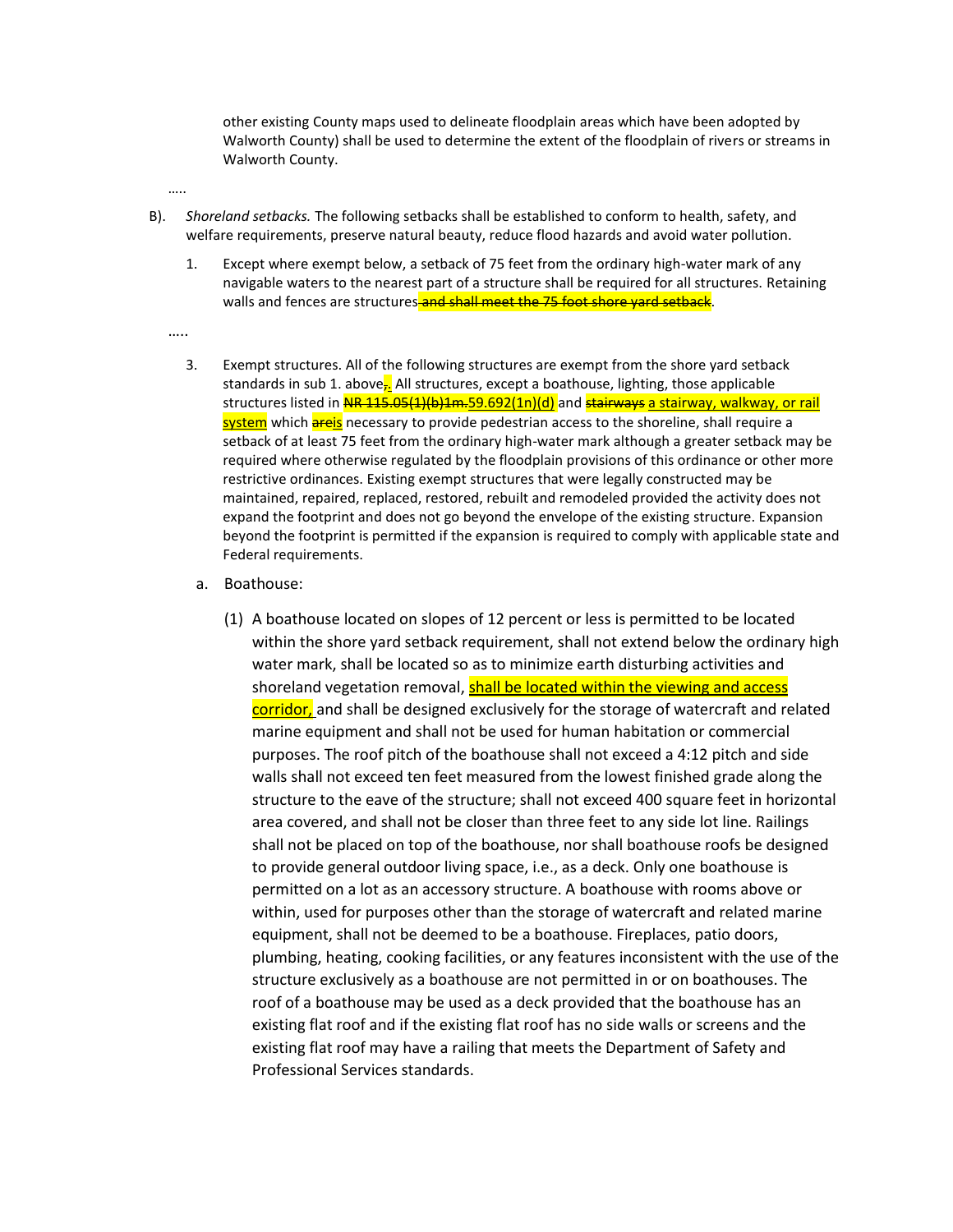other existing County maps used to delineate floodplain areas which have been adopted by Walworth County) shall be used to determine the extent of the floodplain of rivers or streams in Walworth County.

.....

B). *Shoreland setbacks.* The following setbacks shall be established to conform to health, safety, and welfare requirements, preserve natural beauty, reduce flood hazards and avoid water pollution.

1. Except where exempt below, a setback of 75 feet from the ordinary high-water mark of any navigable waters to the nearest part of a structure shall be required for all structures. Retaining walls and fences are structures ~~and shall meet the 75 foot shore yard setback~~.

.....

3. Exempt structures. All of the following structures are exempt from the shore yard setback standards in sub 1. above~~,~~. All structures, except a boathouse, lighting, those applicable structures listed in ~~NR 115.05(1)(b)1m.~~59.692(1n)(d) and ~~stairways~~ a stairway, walkway, or rail system which ~~are~~is necessary to provide pedestrian access to the shoreline, shall require a setback of at least 75 feet from the ordinary high-water mark although a greater setback may be required where otherwise regulated by the floodplain provisions of this ordinance or other more restrictive ordinances. Existing exempt structures that were legally constructed may be maintained, repaired, replaced, restored, rebuilt and remodeled provided the activity does not expand the footprint and does not go beyond the envelope of the existing structure. Expansion beyond the footprint is permitted if the expansion is required to comply with applicable state and Federal requirements.

   a. Boathouse:

      (1) A boathouse located on slopes of 12 percent or less is permitted to be located within the shore yard setback requirement, shall not extend below the ordinary high water mark, shall be located so as to minimize earth disturbing activities and shoreland vegetation removal, shall be located within the viewing and access corridor, and shall be designed exclusively for the storage of watercraft and related marine equipment and shall not be used for human habitation or commercial purposes. The roof pitch of the boathouse shall not exceed a 4:12 pitch and side walls shall not exceed ten feet measured from the lowest finished grade along the structure to the eave of the structure; shall not exceed 400 square feet in horizontal area covered, and shall not be closer than three feet to any side lot line. Railings shall not be placed on top of the boathouse, nor shall boathouse roofs be designed to provide general outdoor living space, i.e., as a deck. Only one boathouse is permitted on a lot as an accessory structure. A boathouse with rooms above or within, used for purposes other than the storage of watercraft and related marine equipment, shall not be deemed to be a boathouse. Fireplaces, patio doors, plumbing, heating, cooking facilities, or any features inconsistent with the use of the structure exclusively as a boathouse are not permitted in or on boathouses. The roof of a boathouse may be used as a deck provided that the boathouse has an existing flat roof and if the existing flat roof has no side walls or screens and the existing flat roof may have a railing that meets the Department of Safety and Professional Services standards.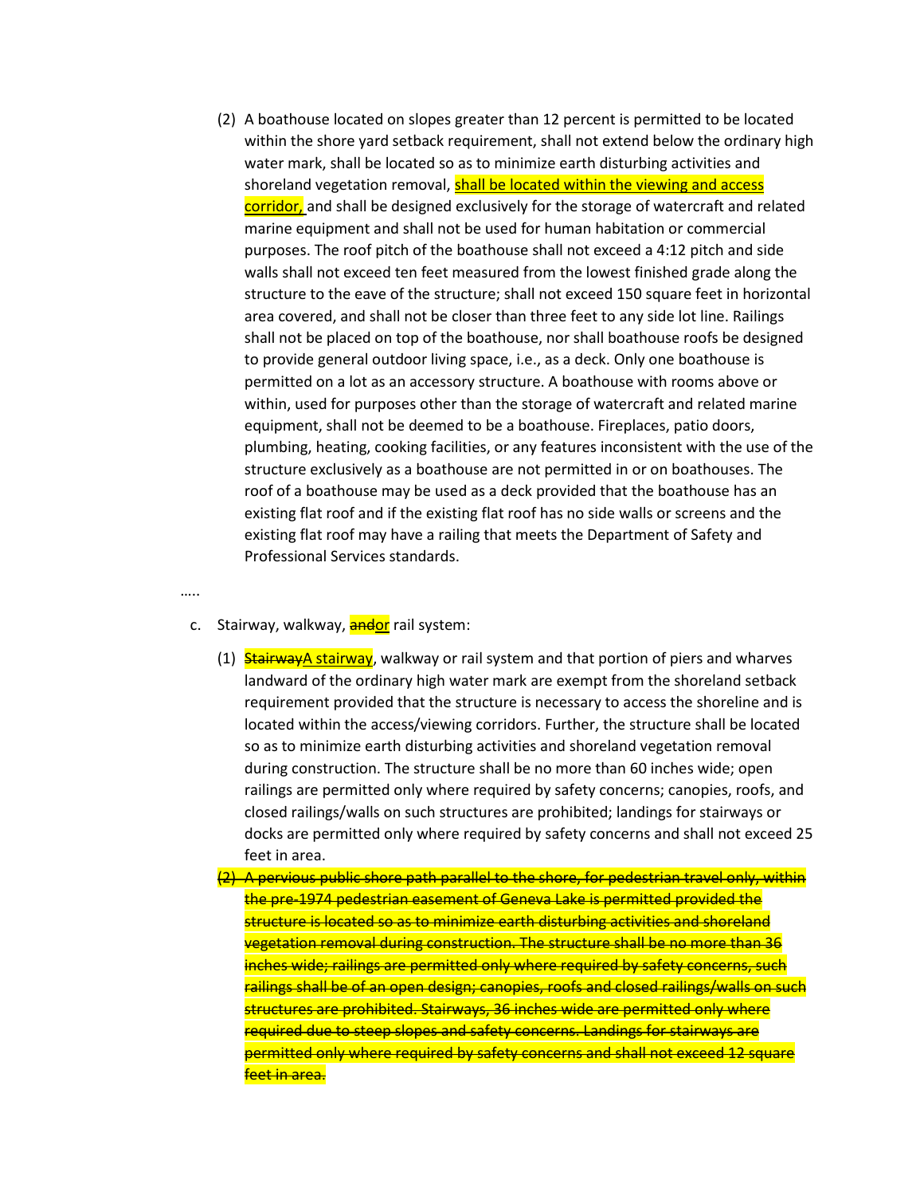(2) A boathouse located on slopes greater than 12 percent is permitted to be located within the shore yard setback requirement, shall not extend below the ordinary high water mark, shall be located so as to minimize earth disturbing activities and shoreland vegetation removal, <ins>shall be located within the viewing and access corridor,</ins> and shall be designed exclusively for the storage of watercraft and related marine equipment and shall not be used for human habitation or commercial purposes. The roof pitch of the boathouse shall not exceed a 4:12 pitch and side walls shall not exceed ten feet measured from the lowest finished grade along the structure to the eave of the structure; shall not exceed 150 square feet in horizontal area covered, and shall not be closer than three feet to any side lot line. Railings shall not be placed on top of the boathouse, nor shall boathouse roofs be designed to provide general outdoor living space, i.e., as a deck. Only one boathouse is permitted on a lot as an accessory structure. A boathouse with rooms above or within, used for purposes other than the storage of watercraft and related marine equipment, shall not be deemed to be a boathouse. Fireplaces, patio doors, plumbing, heating, cooking facilities, or any features inconsistent with the use of the structure exclusively as a boathouse are not permitted in or on boathouses. The roof of a boathouse may be used as a deck provided that the boathouse has an existing flat roof and if the existing flat roof has no side walls or screens and the existing flat roof may have a railing that meets the Department of Safety and Professional Services standards.

…..

c. Stairway, walkway, ~~and~~<ins>or</ins> rail system:

(1) ~~Stairway~~<ins>A stairway</ins>, walkway or rail system and that portion of piers and wharves landward of the ordinary high water mark are exempt from the shoreland setback requirement provided that the structure is necessary to access the shoreline and is located within the access/viewing corridors. Further, the structure shall be located so as to minimize earth disturbing activities and shoreland vegetation removal during construction. The structure shall be no more than 60 inches wide; open railings are permitted only where required by safety concerns; canopies, roofs, and closed railings/walls on such structures are prohibited; landings for stairways or docks are permitted only where required by safety concerns and shall not exceed 25 feet in area.

~~(2) A pervious public shore path parallel to the shore, for pedestrian travel only, within the pre-1974 pedestrian easement of Geneva Lake is permitted provided the structure is located so as to minimize earth disturbing activities and shoreland vegetation removal during construction. The structure shall be no more than 36 inches wide; railings are permitted only where required by safety concerns, such railings shall be of an open design; canopies, roofs and closed railings/walls on such structures are prohibited. Stairways, 36 inches wide are permitted only where required due to steep slopes and safety concerns. Landings for stairways are permitted only where required by safety concerns and shall not exceed 12 square feet in area.~~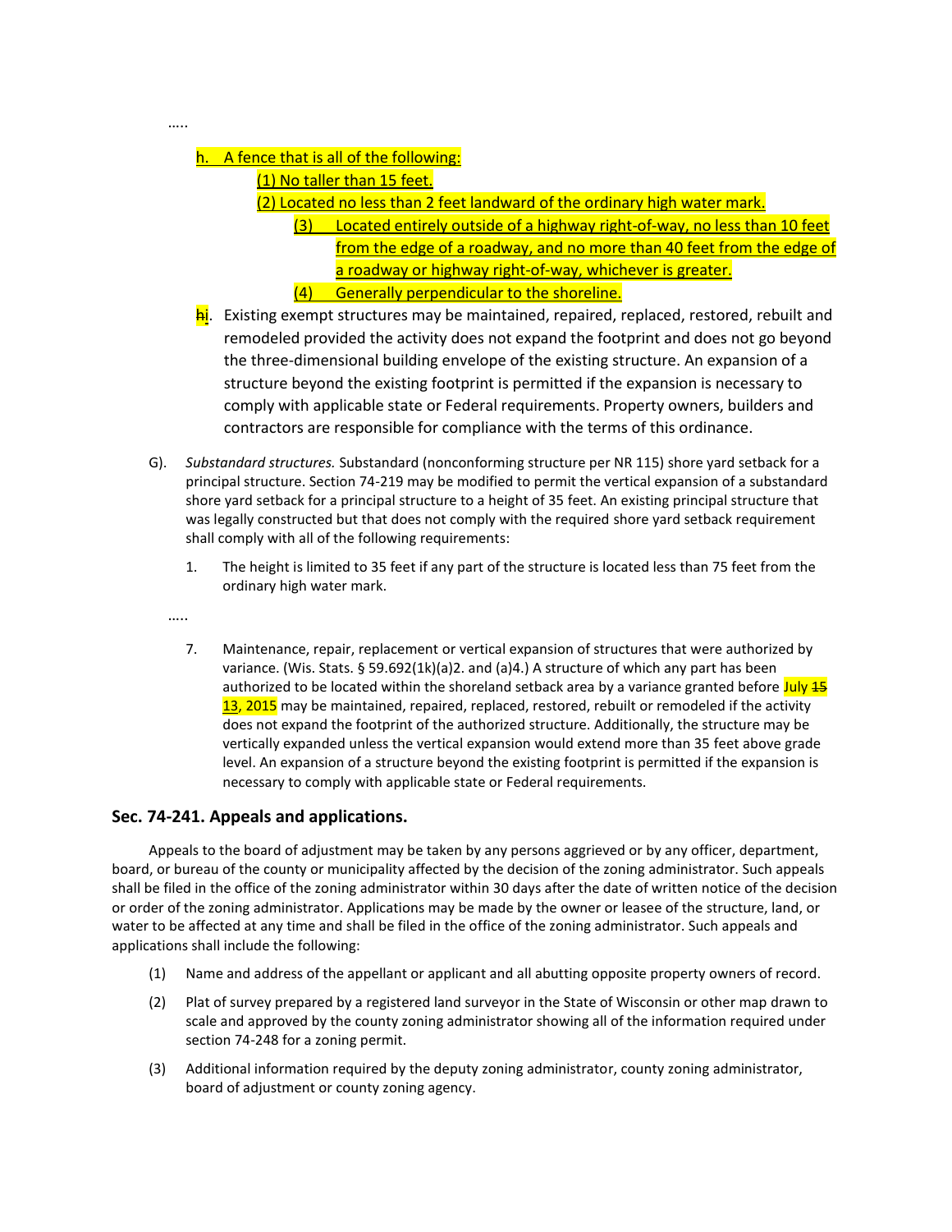.....

h. A fence that is all of the following:

(1) No taller than 15 feet.

(2) Located no less than 2 feet landward of the ordinary high water mark.

(3) Located entirely outside of a highway right-of-way, no less than 10 feet from the edge of a roadway, and no more than 40 feet from the edge of a roadway or highway right-of-way, whichever is greater.

(4) Generally perpendicular to the shoreline.

~~h~~i. Existing exempt structures may be maintained, repaired, replaced, restored, rebuilt and remodeled provided the activity does not expand the footprint and does not go beyond the three-dimensional building envelope of the existing structure. An expansion of a structure beyond the existing footprint is permitted if the expansion is necessary to comply with applicable state or Federal requirements. Property owners, builders and contractors are responsible for compliance with the terms of this ordinance.

G). *Substandard structures.* Substandard (nonconforming structure per NR 115) shore yard setback for a principal structure. Section 74-219 may be modified to permit the vertical expansion of a substandard shore yard setback for a principal structure to a height of 35 feet. An existing principal structure that was legally constructed but that does not comply with the required shore yard setback requirement shall comply with all of the following requirements:

1. The height is limited to 35 feet if any part of the structure is located less than 75 feet from the ordinary high water mark.

.....

7. Maintenance, repair, replacement or vertical expansion of structures that were authorized by variance. (Wis. Stats. § 59.692(1k)(a)2. and (a)4.) A structure of which any part has been authorized to be located within the shoreland setback area by a variance granted before July ~~15~~ 13, 2015 may be maintained, repaired, replaced, restored, rebuilt or remodeled if the activity does not expand the footprint of the authorized structure. Additionally, the structure may be vertically expanded unless the vertical expansion would extend more than 35 feet above grade level. An expansion of a structure beyond the existing footprint is permitted if the expansion is necessary to comply with applicable state or Federal requirements.

## Sec. 74-241. Appeals and applications.

Appeals to the board of adjustment may be taken by any persons aggrieved or by any officer, department, board, or bureau of the county or municipality affected by the decision of the zoning administrator. Such appeals shall be filed in the office of the zoning administrator within 30 days after the date of written notice of the decision or order of the zoning administrator. Applications may be made by the owner or leasee of the structure, land, or water to be affected at any time and shall be filed in the office of the zoning administrator. Such appeals and applications shall include the following:

(1) Name and address of the appellant or applicant and all abutting opposite property owners of record.

(2) Plat of survey prepared by a registered land surveyor in the State of Wisconsin or other map drawn to scale and approved by the county zoning administrator showing all of the information required under section 74-248 for a zoning permit.

(3) Additional information required by the deputy zoning administrator, county zoning administrator, board of adjustment or county zoning agency.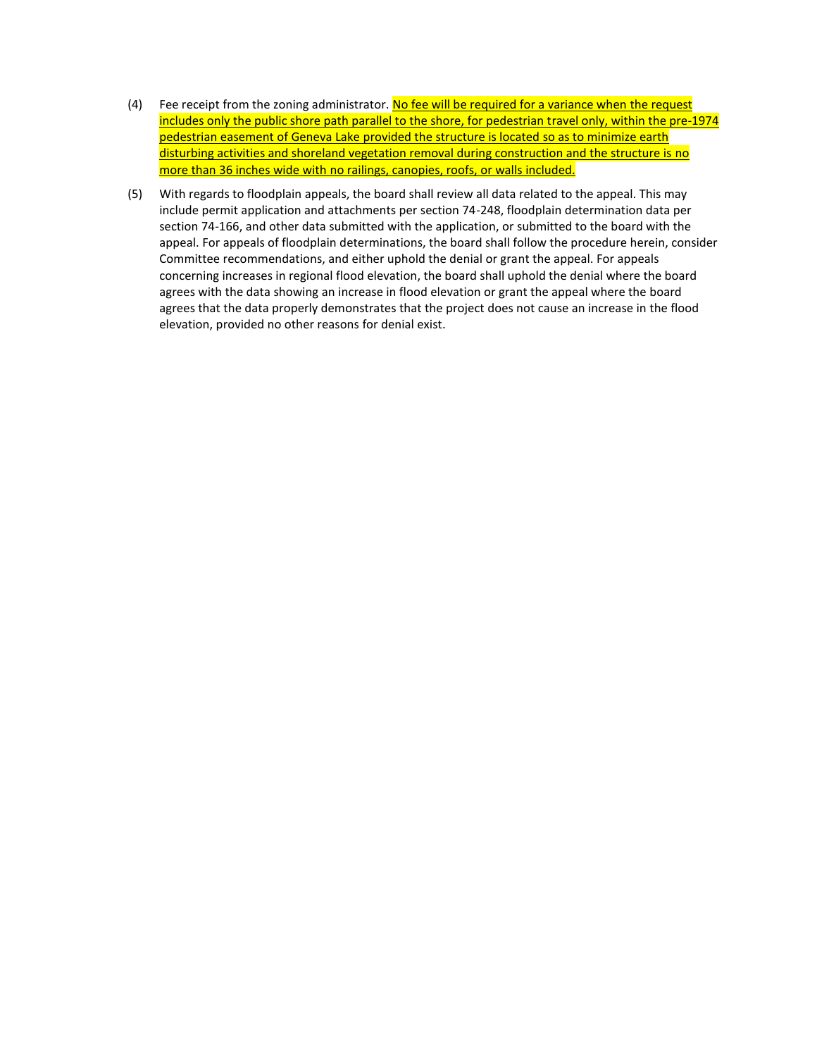(4) Fee receipt from the zoning administrator. No fee will be required for a variance when the request includes only the public shore path parallel to the shore, for pedestrian travel only, within the pre-1974 pedestrian easement of Geneva Lake provided the structure is located so as to minimize earth disturbing activities and shoreland vegetation removal during construction and the structure is no more than 36 inches wide with no railings, canopies, roofs, or walls included.

(5) With regards to floodplain appeals, the board shall review all data related to the appeal. This may include permit application and attachments per section 74-248, floodplain determination data per section 74-166, and other data submitted with the application, or submitted to the board with the appeal. For appeals of floodplain determinations, the board shall follow the procedure herein, consider Committee recommendations, and either uphold the denial or grant the appeal. For appeals concerning increases in regional flood elevation, the board shall uphold the denial where the board agrees with the data showing an increase in flood elevation or grant the appeal where the board agrees that the data properly demonstrates that the project does not cause an increase in the flood elevation, provided no other reasons for denial exist.